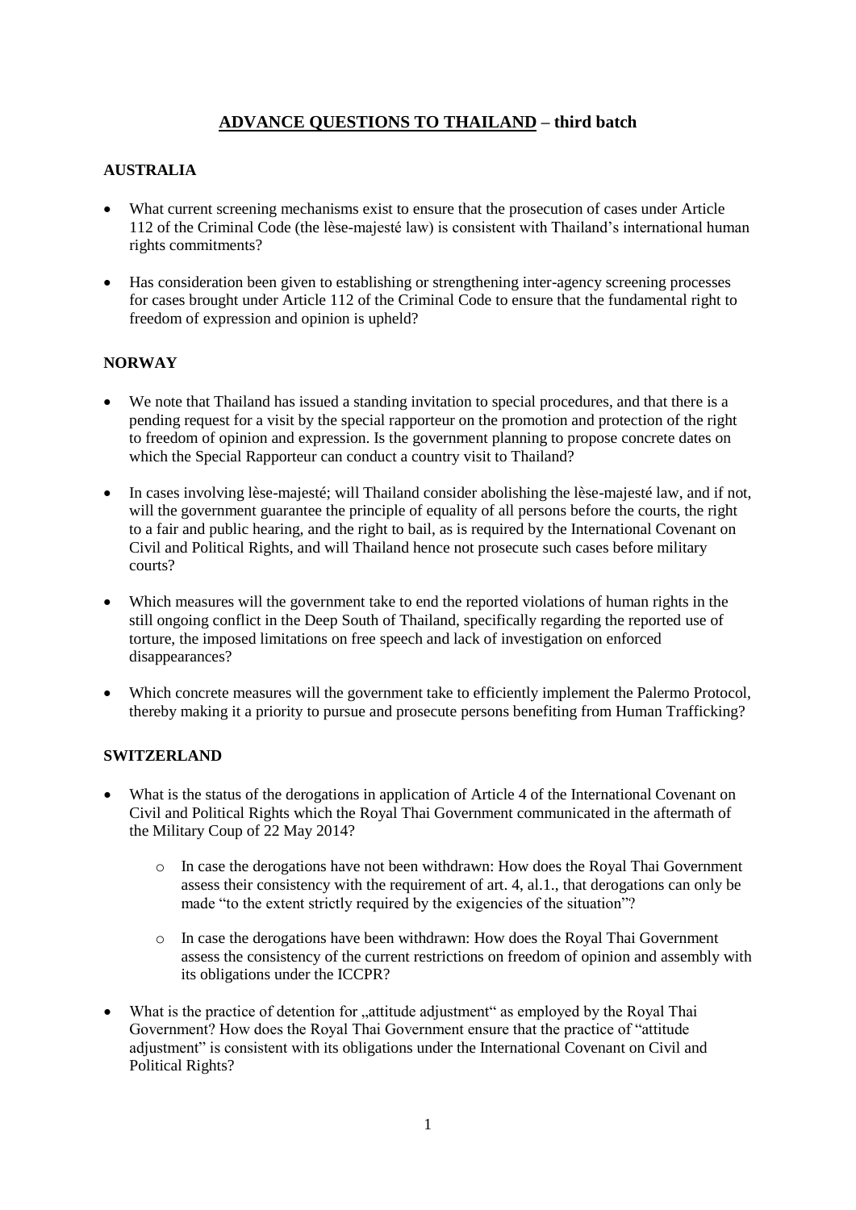# **ADVANCE QUESTIONS TO THAILAND – third batch**

## **AUSTRALIA**

- What current screening mechanisms exist to ensure that the prosecution of cases under Article 112 of the Criminal Code (the lèse-majesté law) is consistent with Thailand's international human rights commitments?
- Has consideration been given to establishing or strengthening inter-agency screening processes for cases brought under Article 112 of the Criminal Code to ensure that the fundamental right to freedom of expression and opinion is upheld?

## **NORWAY**

- We note that Thailand has issued a standing invitation to special procedures, and that there is a pending request for a visit by the special rapporteur on the promotion and protection of the right to freedom of opinion and expression. Is the government planning to propose concrete dates on which the Special Rapporteur can conduct a country visit to Thailand?
- In cases involving lèse-majesté; will Thailand consider abolishing the lèse-majesté law, and if not, will the government guarantee the principle of equality of all persons before the courts, the right to a fair and public hearing, and the right to bail, as is required by the International Covenant on Civil and Political Rights, and will Thailand hence not prosecute such cases before military courts?
- Which measures will the government take to end the reported violations of human rights in the still ongoing conflict in the Deep South of Thailand, specifically regarding the reported use of torture, the imposed limitations on free speech and lack of investigation on enforced disappearances?
- Which concrete measures will the government take to efficiently implement the Palermo Protocol, thereby making it a priority to pursue and prosecute persons benefiting from Human Trafficking?

## **SWITZERLAND**

- What is the status of the derogations in application of Article 4 of the International Covenant on Civil and Political Rights which the Royal Thai Government communicated in the aftermath of the Military Coup of 22 May 2014?
  - In case the derogations have not been withdrawn: How does the Royal Thai Government assess their consistency with the requirement of art. 4, al.1., that derogations can only be made "to the extent strictly required by the exigencies of the situation"?
  - In case the derogations have been withdrawn: How does the Royal Thai Government assess the consistency of the current restrictions on freedom of opinion and assembly with its obligations under the ICCPR?
- What is the practice of detention for „attitude adjustment" as employed by the Royal Thai Government? How does the Royal Thai Government ensure that the practice of "attitude adjustment" is consistent with its obligations under the International Covenant on Civil and Political Rights?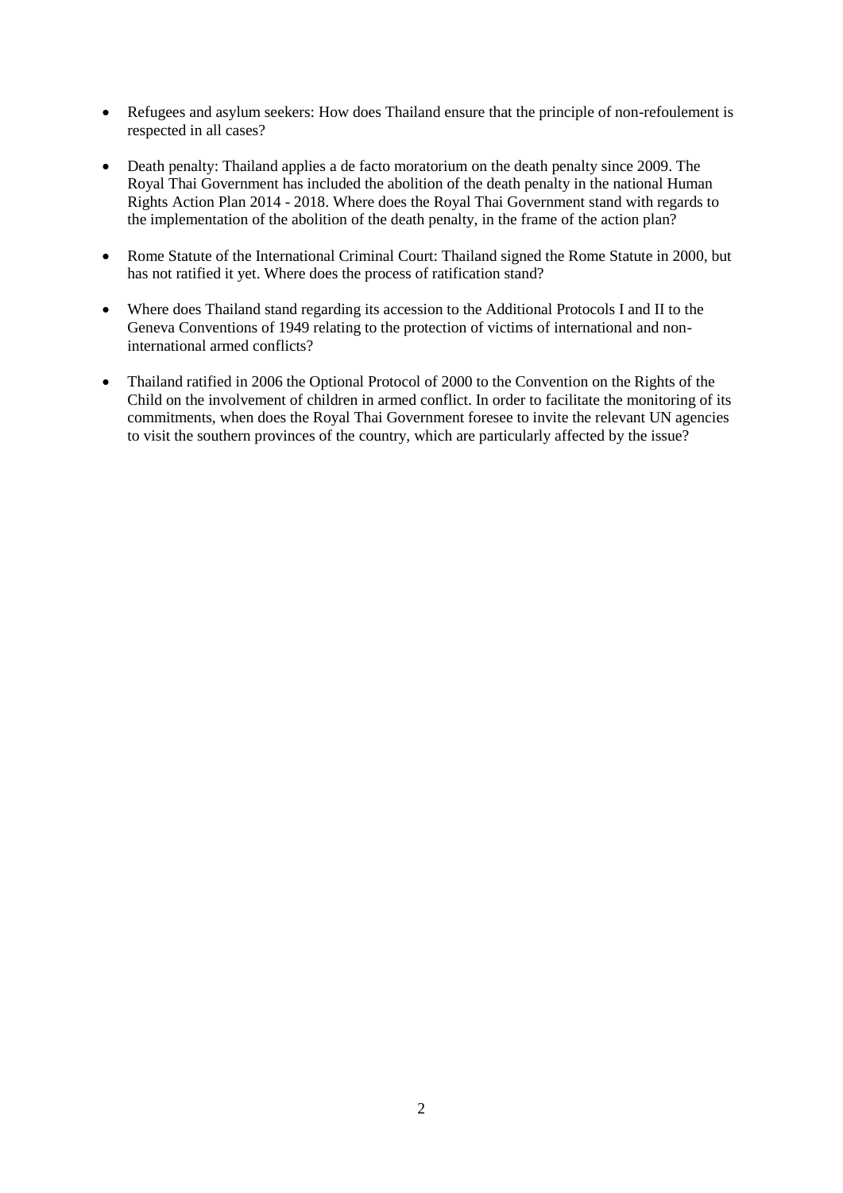- Refugees and asylum seekers: How does Thailand ensure that the principle of non-refoulement is respected in all cases?

- Death penalty: Thailand applies a de facto moratorium on the death penalty since 2009. The Royal Thai Government has included the abolition of the death penalty in the national Human Rights Action Plan 2014 - 2018. Where does the Royal Thai Government stand with regards to the implementation of the abolition of the death penalty, in the frame of the action plan?

- Rome Statute of the International Criminal Court: Thailand signed the Rome Statute in 2000, but has not ratified it yet. Where does the process of ratification stand?

- Where does Thailand stand regarding its accession to the Additional Protocols I and II to the Geneva Conventions of 1949 relating to the protection of victims of international and non-international armed conflicts?

- Thailand ratified in 2006 the Optional Protocol of 2000 to the Convention on the Rights of the Child on the involvement of children in armed conflict. In order to facilitate the monitoring of its commitments, when does the Royal Thai Government foresee to invite the relevant UN agencies to visit the southern provinces of the country, which are particularly affected by the issue?